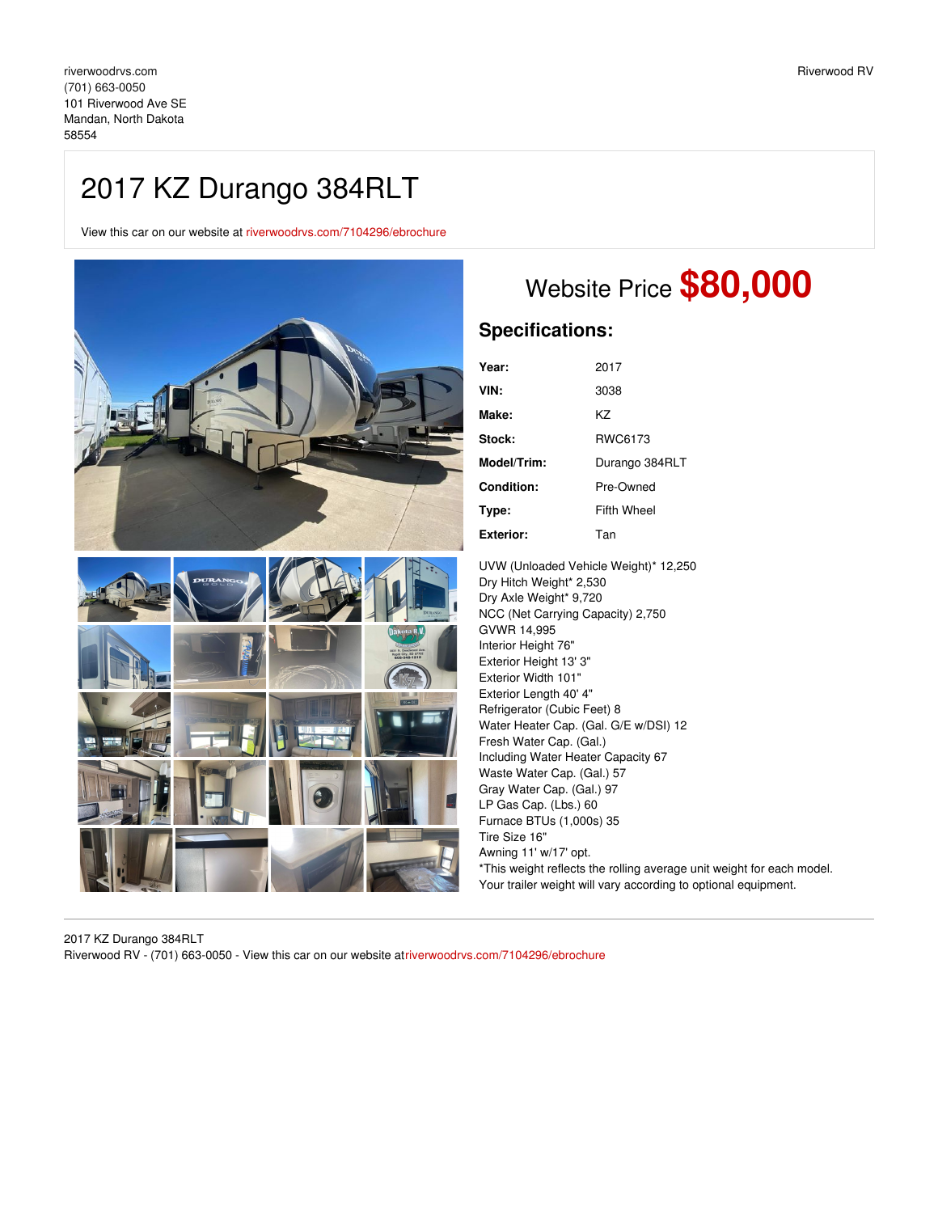riverwoodrvs.com
(701) 663-0050
101 Riverwood Ave SE
Mandan, North Dakota
58554

Riverwood RV

# 2017 KZ Durango 384RLT

View this car on our website at riverwoodrvs.com/7104296/ebrochure

## Website Price **$80,000**

## Specifications:

| | |
|---|---|
| **Year:** | 2017 |
| **VIN:** | 3038 |
| **Make:** | KZ |
| **Stock:** | RWC6173 |
| **Model/Trim:** | Durango 384RLT |
| **Condition:** | Pre-Owned |
| **Type:** | Fifth Wheel |
| **Exterior:** | Tan |

UVW (Unloaded Vehicle Weight)* 12,250
Dry Hitch Weight* 2,530
Dry Axle Weight* 9,720
NCC (Net Carrying Capacity) 2,750
GVWR 14,995
Interior Height 76"
Exterior Height 13' 3"
Exterior Width 101"
Exterior Length 40' 4"
Refrigerator (Cubic Feet) 8
Water Heater Cap. (Gal. G/E w/DSI) 12
Fresh Water Cap. (Gal.)
Including Water Heater Capacity 67
Waste Water Cap. (Gal.) 57
Gray Water Cap. (Gal.) 97
LP Gas Cap. (Lbs.) 60
Furnace BTUs (1,000s) 35
Tire Size 16"
Awning 11' w/17' opt.
*This weight reflects the rolling average unit weight for each model.
Your trailer weight will vary according to optional equipment.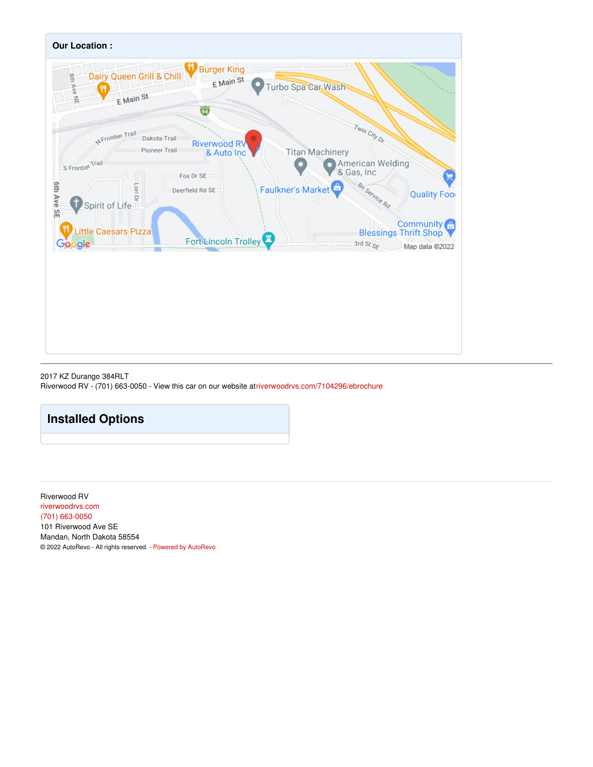**Our Location :**

2017 KZ Durango 384RLT
Riverwood RV - (701) 663-0050 - View this car on our website atriverwoodrvs.com/7104296/ebrochure

## Installed Options

Riverwood RV
riverwoodrvs.com
(701) 663-0050
101 Riverwood Ave SE
Mandan, North Dakota 58554
© 2022 AutoRevo - All rights reserved. - Powered by AutoRevo